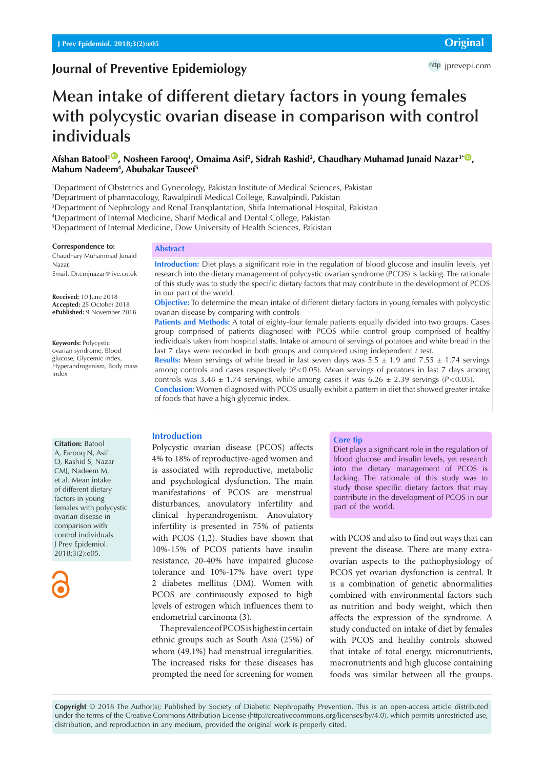Original

# Journal of Preventive Epidemiology

# Mean intake of different dietary factors in young females with polycystic ovarian disease in comparison with control individuals

**Afshan Batool[1], Nosheen Farooq[1], Omaima Asif[2], Sidrah Rashid[2], Chaudhary Muhamad Junaid Nazar[3*], Mahum Nadeem[4], Abubakar Tauseef[5]**

[1]Department of Obstetrics and Gynecology, Pakistan Institute of Medical Sciences, Pakistan
[2]Department of pharmacology, Rawalpindi Medical College, Rawalpindi, Pakistan
[3]Department of Nephrology and Renal Transplantation, Shifa International Hospital, Pakistan
[4]Department of Internal Medicine, Sharif Medical and Dental College, Pakistan
[5]Department of Internal Medicine, Dow University of Health Sciences, Pakistan

**Correspondence to:**
Chaudhary Muhammad Junaid Nazar,
Email. Dr.cmjnazar@live.co.uk

**Received:** 10 June 2018
**Accepted:** 25 October 2018
**ePublished:** 9 November 2018

**Keywords:** Polycystic ovarian syndrome, Blood glucose, Glycemic index, Hyperandrogenism, Body mass index

## Abstract

**Introduction:** Diet plays a significant role in the regulation of blood glucose and insulin levels, yet research into the dietary management of polycystic ovarian syndrome (PCOS) is lacking. The rationale of this study was to study the specific dietary factors that may contribute in the development of PCOS in our part of the world.

**Objective:** To determine the mean intake of different dietary factors in young females with polycystic ovarian disease by comparing with controls

**Patients and Methods:** A total of eighty-four female patients equally divided into two groups. Cases group comprised of patients diagnosed with PCOS while control group comprised of healthy individuals taken from hospital staffs. Intake of amount of servings of potatoes and white bread in the last 7 days were recorded in both groups and compared using independent *t* test.

**Results:** Mean servings of white bread in last seven days was 5.5 ± 1.9 and 7.55 ± 1.74 servings among controls and cases respectively ($P<0.05$). Mean servings of potatoes in last 7 days among controls was 3.48 ± 1.74 servings, while among cases it was 6.26 ± 2.39 servings ($P<0.05$).

**Conclusion:** Women diagnosed with PCOS usually exhibit a pattern in diet that showed greater intake of foods that have a high glycemic index.

**Citation:** Batool A, Farooq N, Asif O, Rashid S, Nazar CMJ, Nadeem M, et al. Mean intake of different dietary factors in young females with polycystic ovarian disease in comparison with control individuals. J Prev Epidemiol. 2018;3(2):e05.

## Introduction

Polycystic ovarian disease (PCOS) affects 4% to 18% of reproductive-aged women and is associated with reproductive, metabolic and psychological dysfunction. The main manifestations of PCOS are menstrual disturbances, anovulatory infertility and clinical hyperandrogenism. Anovulatory infertility is presented in 75% of patients with PCOS (1,2). Studies have shown that 10%-15% of PCOS patients have insulin resistance, 20-40% have impaired glucose tolerance and 10%-17% have overt type 2 diabetes mellitus (DM). Women with PCOS are continuously exposed to high levels of estrogen which influences them to endometrial carcinoma (3).

The prevalence of PCOS is highest in certain ethnic groups such as South Asia (25%) of whom (49.1%) had menstrual irregularities. The increased risks for these diseases has prompted the need for screening for women with PCOS and also to find out ways that can prevent the disease. There are many extra-ovarian aspects to the pathophysiology of PCOS yet ovarian dysfunction is central. It is a combination of genetic abnormalities combined with environmental factors such as nutrition and body weight, which then affects the expression of the syndrome. A study conducted on intake of diet by females with PCOS and healthy controls showed that intake of total energy, micronutrients, macronutrients and high glucose containing foods was similar between all the groups.

**Core tip**

Diet plays a significant role in the regulation of blood glucose and insulin levels, yet research into the dietary management of PCOS is lacking. The rationale of this study was to study those specific dietary factors that may contribute in the development of PCOS in our part of the world.

**Copyright** © 2018 The Author(s); Published by Society of Diabetic Nephropathy Prevention. This is an open-access article distributed under the terms of the Creative Commons Attribution License (http://creativecommons.org/licenses/by/4.0), which permits unrestricted use, distribution, and reproduction in any medium, provided the original work is properly cited.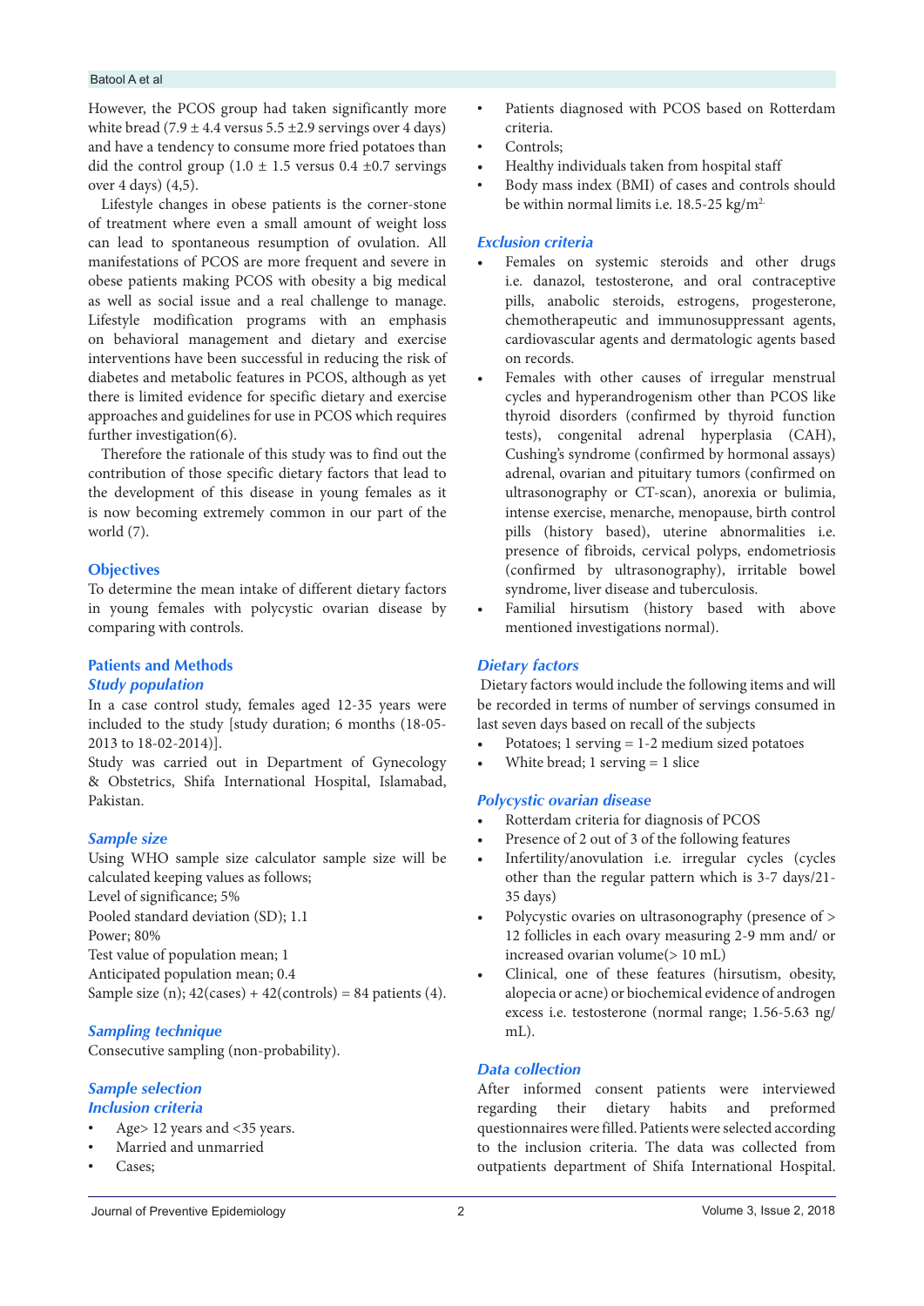However, the PCOS group had taken significantly more white bread (7.9 ± 4.4 versus 5.5 ±2.9 servings over 4 days) and have a tendency to consume more fried potatoes than did the control group (1.0 ± 1.5 versus 0.4 ±0.7 servings over 4 days) (4,5).

Lifestyle changes in obese patients is the corner-stone of treatment where even a small amount of weight loss can lead to spontaneous resumption of ovulation. All manifestations of PCOS are more frequent and severe in obese patients making PCOS with obesity a big medical as well as social issue and a real challenge to manage. Lifestyle modification programs with an emphasis on behavioral management and dietary and exercise interventions have been successful in reducing the risk of diabetes and metabolic features in PCOS, although as yet there is limited evidence for specific dietary and exercise approaches and guidelines for use in PCOS which requires further investigation(6).

Therefore the rationale of this study was to find out the contribution of those specific dietary factors that lead to the development of this disease in young females as it is now becoming extremely common in our part of the world (7).

## Objectives

To determine the mean intake of different dietary factors in young females with polycystic ovarian disease by comparing with controls.

## Patients and Methods

### Study population

In a case control study, females aged 12-35 years were included to the study [study duration; 6 months (18-05-2013 to 18-02-2014)].

Study was carried out in Department of Gynecology & Obstetrics, Shifa International Hospital, Islamabad, Pakistan.

### Sample size

Using WHO sample size calculator sample size will be calculated keeping values as follows;

Level of significance; 5%

Pooled standard deviation (SD); 1.1

Power; 80%

Test value of population mean; 1

Anticipated population mean; 0.4

Sample size (n); 42(cases) + 42(controls) = 84 patients (4).

### Sampling technique

Consecutive sampling (non-probability).

### Sample selection

### Inclusion criteria

- Age> 12 years and <35 years.
- Married and unmarried
- Cases;
- Patients diagnosed with PCOS based on Rotterdam criteria.
- Controls;
- Healthy individuals taken from hospital staff
- Body mass index (BMI) of cases and controls should be within normal limits i.e. 18.5-25 kg/m$^2$.

### Exclusion criteria

- Females on systemic steroids and other drugs i.e. danazol, testosterone, and oral contraceptive pills, anabolic steroids, estrogens, progesterone, chemotherapeutic and immunosuppressant agents, cardiovascular agents and dermatologic agents based on records.
- Females with other causes of irregular menstrual cycles and hyperandrogenism other than PCOS like thyroid disorders (confirmed by thyroid function tests), congenital adrenal hyperplasia (CAH), Cushing's syndrome (confirmed by hormonal assays) adrenal, ovarian and pituitary tumors (confirmed on ultrasonography or CT-scan), anorexia or bulimia, intense exercise, menarche, menopause, birth control pills (history based), uterine abnormalities i.e. presence of fibroids, cervical polyps, endometriosis (confirmed by ultrasonography), irritable bowel syndrome, liver disease and tuberculosis.
- Familial hirsutism (history based with above mentioned investigations normal).

### Dietary factors

Dietary factors would include the following items and will be recorded in terms of number of servings consumed in last seven days based on recall of the subjects

- Potatoes; 1 serving = 1-2 medium sized potatoes
- White bread; 1 serving = 1 slice

### Polycystic ovarian disease

- Rotterdam criteria for diagnosis of PCOS
- Presence of 2 out of 3 of the following features
- Infertility/anovulation i.e. irregular cycles (cycles other than the regular pattern which is 3-7 days/21-35 days)
- Polycystic ovaries on ultrasonography (presence of > 12 follicles in each ovary measuring 2-9 mm and/ or increased ovarian volume(> 10 mL)
- Clinical, one of these features (hirsutism, obesity, alopecia or acne) or biochemical evidence of androgen excess i.e. testosterone (normal range; 1.56-5.63 ng/mL).

### Data collection

After informed consent patients were interviewed regarding their dietary habits and preformed questionnaires were filled. Patients were selected according to the inclusion criteria. The data was collected from outpatients department of Shifa International Hospital.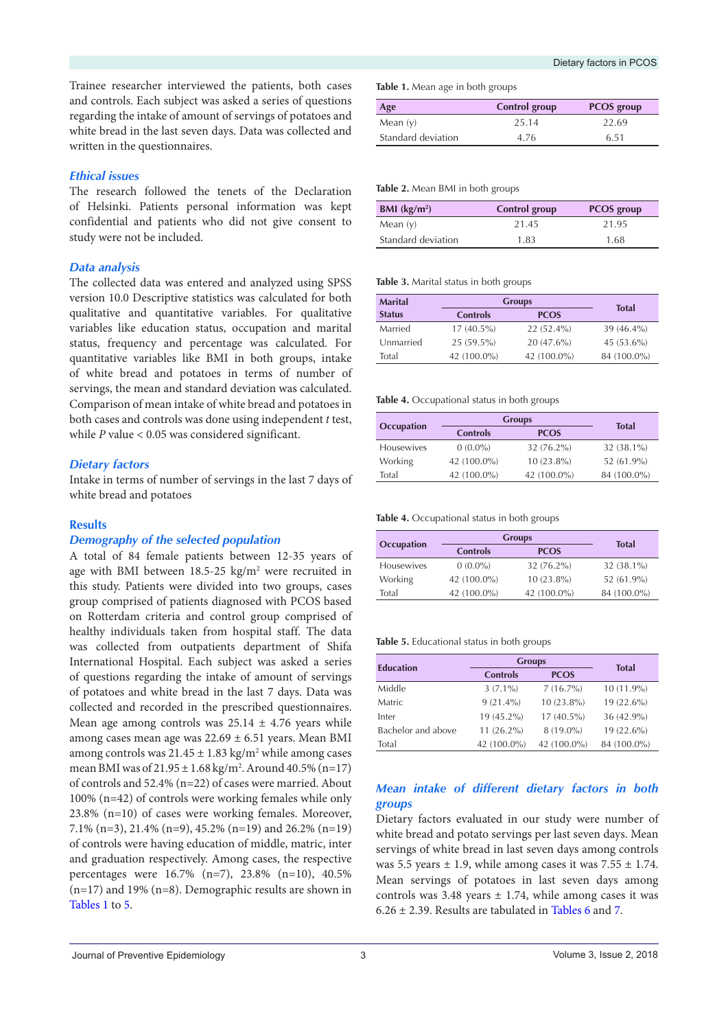Trainee researcher interviewed the patients, both cases and controls. Each subject was asked a series of questions regarding the intake of amount of servings of potatoes and white bread in the last seven days. Data was collected and written in the questionnaires.

### *Ethical issues*

The research followed the tenets of the Declaration of Helsinki. Patients personal information was kept confidential and patients who did not give consent to study were not be included.

### *Data analysis*

The collected data was entered and analyzed using SPSS version 10.0 Descriptive statistics was calculated for both qualitative and quantitative variables. For qualitative variables like education status, occupation and marital status, frequency and percentage was calculated. For quantitative variables like BMI in both groups, intake of white bread and potatoes in terms of number of servings, the mean and standard deviation was calculated. Comparison of mean intake of white bread and potatoes in both cases and controls was done using independent *t* test, while *P* value < 0.05 was considered significant.

### *Dietary factors*

Intake in terms of number of servings in the last 7 days of white bread and potatoes

## Results

### *Demography of the selected population*

A total of 84 female patients between 12-35 years of age with BMI between 18.5-25 kg/m$^2$ were recruited in this study. Patients were divided into two groups, cases group comprised of patients diagnosed with PCOS based on Rotterdam criteria and control group comprised of healthy individuals taken from hospital staff. The data was collected from outpatients department of Shifa International Hospital. Each subject was asked a series of questions regarding the intake of amount of servings of potatoes and white bread in the last 7 days. Data was collected and recorded in the prescribed questionnaires. Mean age among controls was 25.14 ± 4.76 years while among cases mean age was 22.69 ± 6.51 years. Mean BMI among controls was 21.45 ± 1.83 kg/m$^2$ while among cases mean BMI was of 21.95 ± 1.68 kg/m$^2$. Around 40.5% (n=17) of controls and 52.4% (n=22) of cases were married. About 100% (n=42) of controls were working females while only 23.8% (n=10) of cases were working females. Moreover, 7.1% (n=3), 21.4% (n=9), 45.2% (n=19) and 26.2% (n=19) of controls were having education of middle, matric, inter and graduation respectively. Among cases, the respective percentages were 16.7% (n=7), 23.8% (n=10), 40.5% (n=17) and 19% (n=8). Demographic results are shown in Tables 1 to 5.

**Table 1.** Mean age in both groups

| Age | Control group | PCOS group |
|---|---|---|
| Mean (y) | 25.14 | 22.69 |
| Standard deviation | 4.76 | 6.51 |

**Table 2.** Mean BMI in both groups

| BMI (kg/m$^2$) | Control group | PCOS group |
|---|---|---|
| Mean (y) | 21.45 | 21.95 |
| Standard deviation | 1.83 | 1.68 |

**Table 3.** Marital status in both groups

| Marital Status | Groups | | Total |
|---|---|---|---|
| | Controls | PCOS | |
| Married | 17 (40.5%) | 22 (52.4%) | 39 (46.4%) |
| Unmarried | 25 (59.5%) | 20 (47.6%) | 45 (53.6%) |
| Total | 42 (100.0%) | 42 (100.0%) | 84 (100.0%) |

**Table 4.** Occupational status in both groups

| Occupation | Groups | | Total |
|---|---|---|---|
| | Controls | PCOS | |
| Housewives | 0 (0.0%) | 32 (76.2%) | 32 (38.1%) |
| Working | 42 (100.0%) | 10 (23.8%) | 52 (61.9%) |
| Total | 42 (100.0%) | 42 (100.0%) | 84 (100.0%) |

**Table 4.** Occupational status in both groups

| Occupation | Groups | | Total |
|---|---|---|---|
| | Controls | PCOS | |
| Housewives | 0 (0.0%) | 32 (76.2%) | 32 (38.1%) |
| Working | 42 (100.0%) | 10 (23.8%) | 52 (61.9%) |
| Total | 42 (100.0%) | 42 (100.0%) | 84 (100.0%) |

**Table 5.** Educational status in both groups

| Education | Groups | | Total |
|---|---|---|---|
| | Controls | PCOS | |
| Middle | 3 (7.1%) | 7 (16.7%) | 10 (11.9%) |
| Matric | 9 (21.4%) | 10 (23.8%) | 19 (22.6%) |
| Inter | 19 (45.2%) | 17 (40.5%) | 36 (42.9%) |
| Bachelor and above | 11 (26.2%) | 8 (19.0%) | 19 (22.6%) |
| Total | 42 (100.0%) | 42 (100.0%) | 84 (100.0%) |

### *Mean intake of different dietary factors in both groups*

Dietary factors evaluated in our study were number of white bread and potato servings per last seven days. Mean servings of white bread in last seven days among controls was 5.5 years ± 1.9, while among cases it was 7.55 ± 1.74. Mean servings of potatoes in last seven days among controls was 3.48 years ± 1.74, while among cases it was 6.26 ± 2.39. Results are tabulated in Tables 6 and 7.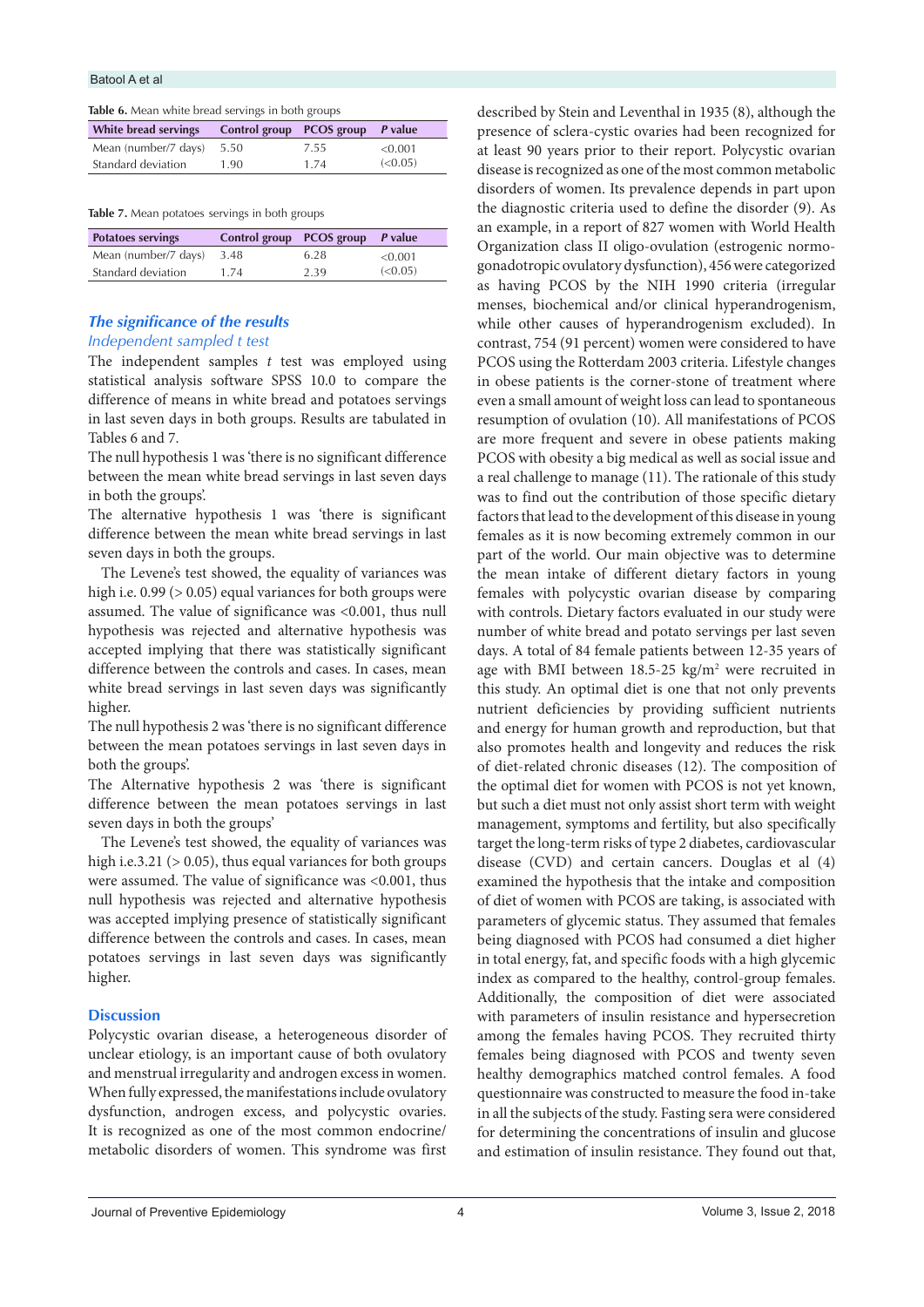**Table 6.** Mean white bread servings in both groups

| White bread servings | Control group | PCOS group | *P* value |
|---|---|---|---|
| Mean (number/7 days) | 5.50 | 7.55 | <0.001 |
| Standard deviation | 1.90 | 1.74 | (<0.05) |

**Table 7.** Mean potatoes servings in both groups

| Potatoes servings | Control group | PCOS group | *P* value |
|---|---|---|---|
| Mean (number/7 days) | 3.48 | 6.28 | <0.001 |
| Standard deviation | 1.74 | 2.39 | (<0.05) |

### *The significance of the results*

*Independent sampled t test*

The independent samples *t* test was employed using statistical analysis software SPSS 10.0 to compare the difference of means in white bread and potatoes servings in last seven days in both groups. Results are tabulated in Tables 6 and 7.

The null hypothesis 1 was 'there is no significant difference between the mean white bread servings in last seven days in both the groups'.

The alternative hypothesis 1 was 'there is significant difference between the mean white bread servings in last seven days in both the groups.

The Levene's test showed, the equality of variances was high i.e. 0.99 (> 0.05) equal variances for both groups were assumed. The value of significance was <0.001, thus null hypothesis was rejected and alternative hypothesis was accepted implying that there was statistically significant difference between the controls and cases. In cases, mean white bread servings in last seven days was significantly higher.

The null hypothesis 2 was 'there is no significant difference between the mean potatoes servings in last seven days in both the groups'.

The Alternative hypothesis 2 was 'there is significant difference between the mean potatoes servings in last seven days in both the groups'

The Levene's test showed, the equality of variances was high i.e.3.21 (> 0.05), thus equal variances for both groups were assumed. The value of significance was <0.001, thus null hypothesis was rejected and alternative hypothesis was accepted implying presence of statistically significant difference between the controls and cases. In cases, mean potatoes servings in last seven days was significantly higher.

## Discussion

Polycystic ovarian disease, a heterogeneous disorder of unclear etiology, is an important cause of both ovulatory and menstrual irregularity and androgen excess in women. When fully expressed, the manifestations include ovulatory dysfunction, androgen excess, and polycystic ovaries. It is recognized as one of the most common endocrine/metabolic disorders of women. This syndrome was first described by Stein and Leventhal in 1935 (8), although the presence of sclera-cystic ovaries had been recognized for at least 90 years prior to their report. Polycystic ovarian disease is recognized as one of the most common metabolic disorders of women. Its prevalence depends in part upon the diagnostic criteria used to define the disorder (9). As an example, in a report of 827 women with World Health Organization class II oligo-ovulation (estrogenic normo-gonadotropic ovulatory dysfunction), 456 were categorized as having PCOS by the NIH 1990 criteria (irregular menses, biochemical and/or clinical hyperandrogenism, while other causes of hyperandrogenism excluded). In contrast, 754 (91 percent) women were considered to have PCOS using the Rotterdam 2003 criteria. Lifestyle changes in obese patients is the corner-stone of treatment where even a small amount of weight loss can lead to spontaneous resumption of ovulation (10). All manifestations of PCOS are more frequent and severe in obese patients making PCOS with obesity a big medical as well as social issue and a real challenge to manage (11). The rationale of this study was to find out the contribution of those specific dietary factors that lead to the development of this disease in young females as it is now becoming extremely common in our part of the world. Our main objective was to determine the mean intake of different dietary factors in young females with polycystic ovarian disease by comparing with controls. Dietary factors evaluated in our study were number of white bread and potato servings per last seven days. A total of 84 female patients between 12-35 years of age with BMI between 18.5-25 kg/m$^2$ were recruited in this study. An optimal diet is one that not only prevents nutrient deficiencies by providing sufficient nutrients and energy for human growth and reproduction, but that also promotes health and longevity and reduces the risk of diet-related chronic diseases (12). The composition of the optimal diet for women with PCOS is not yet known, but such a diet must not only assist short term with weight management, symptoms and fertility, but also specifically target the long-term risks of type 2 diabetes, cardiovascular disease (CVD) and certain cancers. Douglas et al (4) examined the hypothesis that the intake and composition of diet of women with PCOS are taking, is associated with parameters of glycemic status. They assumed that females being diagnosed with PCOS had consumed a diet higher in total energy, fat, and specific foods with a high glycemic index as compared to the healthy, control-group females. Additionally, the composition of diet were associated with parameters of insulin resistance and hypersecretion among the females having PCOS. They recruited thirty females being diagnosed with PCOS and twenty seven healthy demographics matched control females. A food questionnaire was constructed to measure the food in-take in all the subjects of the study. Fasting sera were considered for determining the concentrations of insulin and glucose and estimation of insulin resistance. They found out that,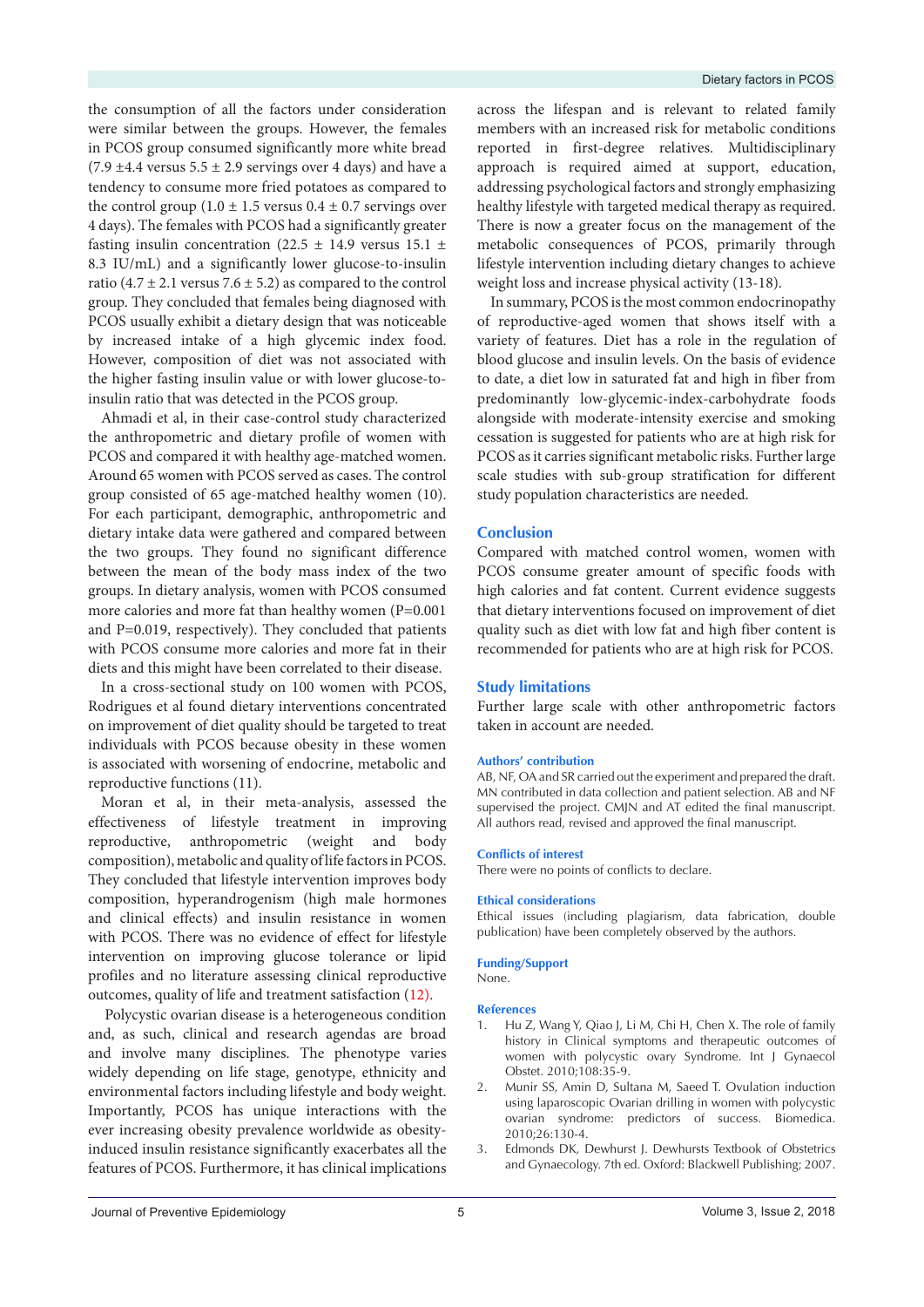the consumption of all the factors under consideration were similar between the groups. However, the females in PCOS group consumed significantly more white bread (7.9 ±4.4 versus 5.5 ± 2.9 servings over 4 days) and have a tendency to consume more fried potatoes as compared to the control group (1.0 ± 1.5 versus 0.4 ± 0.7 servings over 4 days). The females with PCOS had a significantly greater fasting insulin concentration (22.5 ± 14.9 versus 15.1 ± 8.3 IU/mL) and a significantly lower glucose-to-insulin ratio (4.7 ± 2.1 versus 7.6 ± 5.2) as compared to the control group. They concluded that females being diagnosed with PCOS usually exhibit a dietary design that was noticeable by increased intake of a high glycemic index food. However, composition of diet was not associated with the higher fasting insulin value or with lower glucose-to-insulin ratio that was detected in the PCOS group.

Ahmadi et al, in their case-control study characterized the anthropometric and dietary profile of women with PCOS and compared it with healthy age-matched women. Around 65 women with PCOS served as cases. The control group consisted of 65 age-matched healthy women (10). For each participant, demographic, anthropometric and dietary intake data were gathered and compared between the two groups. They found no significant difference between the mean of the body mass index of the two groups. In dietary analysis, women with PCOS consumed more calories and more fat than healthy women (P=0.001 and P=0.019, respectively). They concluded that patients with PCOS consume more calories and more fat in their diets and this might have been correlated to their disease.

In a cross-sectional study on 100 women with PCOS, Rodrigues et al found dietary interventions concentrated on improvement of diet quality should be targeted to treat individuals with PCOS because obesity in these women is associated with worsening of endocrine, metabolic and reproductive functions (11).

Moran et al, in their meta-analysis, assessed the effectiveness of lifestyle treatment in improving reproductive, anthropometric (weight and body composition), metabolic and quality of life factors in PCOS. They concluded that lifestyle intervention improves body composition, hyperandrogenism (high male hormones and clinical effects) and insulin resistance in women with PCOS. There was no evidence of effect for lifestyle intervention on improving glucose tolerance or lipid profiles and no literature assessing clinical reproductive outcomes, quality of life and treatment satisfaction (12).

Polycystic ovarian disease is a heterogeneous condition and, as such, clinical and research agendas are broad and involve many disciplines. The phenotype varies widely depending on life stage, genotype, ethnicity and environmental factors including lifestyle and body weight. Importantly, PCOS has unique interactions with the ever increasing obesity prevalence worldwide as obesity-induced insulin resistance significantly exacerbates all the features of PCOS. Furthermore, it has clinical implications across the lifespan and is relevant to related family members with an increased risk for metabolic conditions reported in first-degree relatives. Multidisciplinary approach is required aimed at support, education, addressing psychological factors and strongly emphasizing healthy lifestyle with targeted medical therapy as required. There is now a greater focus on the management of the metabolic consequences of PCOS, primarily through lifestyle intervention including dietary changes to achieve weight loss and increase physical activity (13-18).

In summary, PCOS is the most common endocrinopathy of reproductive-aged women that shows itself with a variety of features. Diet has a role in the regulation of blood glucose and insulin levels. On the basis of evidence to date, a diet low in saturated fat and high in fiber from predominantly low-glycemic-index-carbohydrate foods alongside with moderate-intensity exercise and smoking cessation is suggested for patients who are at high risk for PCOS as it carries significant metabolic risks. Further large scale studies with sub-group stratification for different study population characteristics are needed.

## Conclusion

Compared with matched control women, women with PCOS consume greater amount of specific foods with high calories and fat content. Current evidence suggests that dietary interventions focused on improvement of diet quality such as diet with low fat and high fiber content is recommended for patients who are at high risk for PCOS.

## Study limitations

Further large scale with other anthropometric factors taken in account are needed.

### Authors' contribution

AB, NF, OA and SR carried out the experiment and prepared the draft. MN contributed in data collection and patient selection. AB and NF supervised the project. CMJN and AT edited the final manuscript. All authors read, revised and approved the final manuscript.

### Conflicts of interest

There were no points of conflicts to declare.

### Ethical considerations

Ethical issues (including plagiarism, data fabrication, double publication) have been completely observed by the authors.

### Funding/Support

None.

### References

1. Hu Z, Wang Y, Qiao J, Li M, Chi H, Chen X. The role of family history in Clinical symptoms and therapeutic outcomes of women with polycystic ovary Syndrome. Int J Gynaecol Obstet. 2010;108:35-9.
2. Munir SS, Amin D, Sultana M, Saeed T. Ovulation induction using laparoscopic Ovarian drilling in women with polycystic ovarian syndrome: predictors of success. Biomedica. 2010;26:130-4.
3. Edmonds DK, Dewhurst J. Dewhursts Textbook of Obstetrics and Gynaecology. 7th ed. Oxford: Blackwell Publishing; 2007.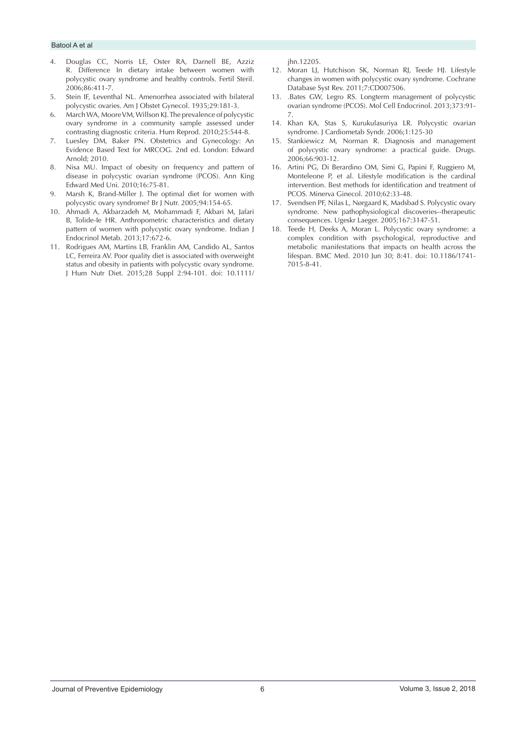4. Douglas CC, Norris LE, Oster RA, Darnell BE, Azziz R. Difference In dietary intake between women with polycystic ovary syndrome and healthy controls. Fertil Steril. 2006;86:411-7.
5. Stein IF, Leventhal NL. Amenorrhea associated with bilateral polycystic ovaries. Am J Obstet Gynecol. 1935;29:181-3.
6. March WA, Moore VM, Willson KJ. The prevalence of polycystic ovary syndrome in a community sample assessed under contrasting diagnostic criteria. Hum Reprod. 2010;25:544-8.
7. Luesley DM, Baker PN. Obstetrics and Gynecology: An Evidence Based Text for MRCOG. 2nd ed. London: Edward Arnold; 2010.
8. Nisa MU. Impact of obesity on frequency and pattern of disease in polycystic ovarian syndrome (PCOS). Ann King Edward Med Uni. 2010;16:75-81.
9. Marsh K, Brand-Miller J. The optimal diet for women with polycystic ovary syndrome? Br J Nutr. 2005;94:154-65.
10. Ahmadi A, Akbarzadeh M, Mohammadi F, Akbari M, Jafari B, Tolide-Ie HR. Anthropometric characteristics and dietary pattern of women with polycystic ovary syndrome. Indian J Endocrinol Metab. 2013;17:672-6.
11. Rodrigues AM, Martins LB, Franklin AM, Candido AL, Santos LC, Ferreira AV. Poor quality diet is associated with overweight status and obesity in patients with polycystic ovary syndrome. J Hum Nutr Diet. 2015;28 Suppl 2:94-101. doi: 10.1111/jhn.12205.
12. Moran LJ, Hutchison SK, Norman RJ, Teede HJ. Lifestyle changes in women with polycystic ovary syndrome. Cochrane Database Syst Rev. 2011;7:CD007506.
13. .Bates GW, Legro RS. Longterm management of polycystic ovarian syndrome (PCOS). Mol Cell Endocrinol. 2013;373:91-7.
14. Khan KA, Stas S, Kurukulasuriya LR. Polycystic ovarian syndrome. J Cardiometab Syndr. 2006;1:125-30
15. Stankiewicz M, Norman R. Diagnosis and management of polycystic ovary syndrome: a practical guide. Drugs. 2006;66:903-12.
16. Artini PG, Di Berardino OM, Simi G, Papini F, Ruggiero M, Monteleone P, et al. Lifestyle modification is the cardinal intervention. Best methods for identification and treatment of PCOS. Minerva Ginecol. 2010;62:33-48.
17. Svendsen PF, Nilas L, Nørgaard K, Madsbad S. Polycystic ovary syndrome. New pathophysiological discoveries--therapeutic consequences. Ugeskr Laeger. 2005;167:3147-51.
18. Teede H, Deeks A, Moran L. Polycystic ovary syndrome: a complex condition with psychological, reproductive and metabolic manifestations that impacts on health across the lifespan. BMC Med. 2010 Jun 30; 8:41. doi: 10.1186/1741-7015-8-41.